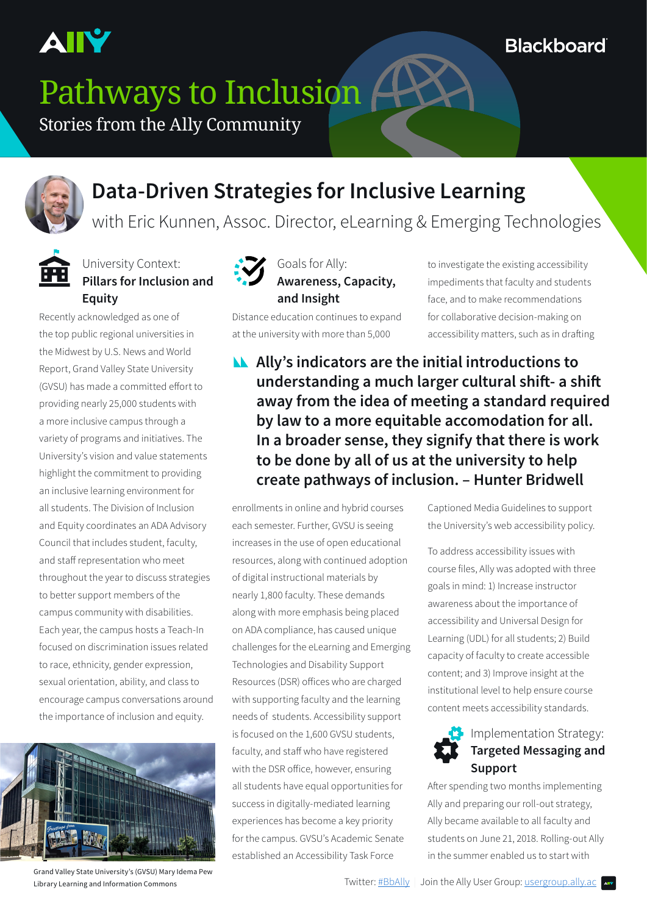# Pathways to Inclusion

Stories from the Ally Community

## Data-Driven Strategies for Inclusive Learning

with Eric Kunnen, Assoc. Director, eLearning & Emerging Technologies

### University Context: **Pillars for Inclusion and Equity**

Recently acknowledged as one of the top public regional universities in the Midwest by U.S. News and World Report, Grand Valley State University (GVSU) has made a committed effort to providing nearly 25,000 students with a more inclusive campus through a variety of programs and initiatives. The University's vision and value statements highlight the commitment to providing an inclusive learning environment for all students. The Division of Inclusion and Equity coordinates an ADA Advisory Council that includes student, faculty, and staff representation who meet throughout the year to discuss strategies to better support members of the campus community with disabilities. Each year, the campus hosts a Teach-In focused on discrimination issues related to race, ethnicity, gender expression, sexual orientation, ability, and class to encourage campus conversations around the importance of inclusion and equity.

Grand Valley State University's (GVSU) Mary Idema Pew Library Learning and Information Commons

### Goals for Ally: **Awareness, Capacity, and Insight**

Distance education continues to expand at the university with more than 5,000 enrollments in online and hybrid courses each semester. Further, GVSU is seeing increases in the use of open educational resources, along with continued adoption of digital instructional materials by nearly 1,800 faculty. These demands along with more emphasis being placed on ADA compliance, has caused unique challenges for the eLearning and Emerging Technologies and Disability Support Resources (DSR) offices who are charged with supporting faculty and the learning needs of students. Accessibility support is focused on the 1,600 GVSU students, faculty, and staff who have registered with the DSR office, however, ensuring all students have equal opportunities for success in digitally-mediated learning experiences has become a key priority for the campus. GVSU's Academic Senate established an Accessibility Task Force to investigate the existing accessibility impediments that faculty and students face, and to make recommendations for collaborative decision-making on accessibility matters, such as in drafting Captioned Media Guidelines to support the University's web accessibility policy.

> **Ally's indicators are the initial introductions to understanding a much larger cultural shift- a shift away from the idea of meeting a standard required by law to a more equitable accomodation for all. In a broader sense, they signify that there is work to be done by all of us at the university to help create pathways of inclusion. – Hunter Bridwell**

To address accessibility issues with course files, Ally was adopted with three goals in mind: 1) Increase instructor awareness about the importance of accessibility and Universal Design for Learning (UDL) for all students; 2) Build capacity of faculty to create accessible content; and 3) Improve insight at the institutional level to help ensure course content meets accessibility standards.

### Implementation Strategy: **Targeted Messaging and Support**

After spending two months implementing Ally and preparing our roll-out strategy, Ally became available to all faculty and students on June 21, 2018. Rolling-out Ally in the summer enabled us to start with

Twitter: #BbAlly | Join the Ally User Group: usergroup.ally.ac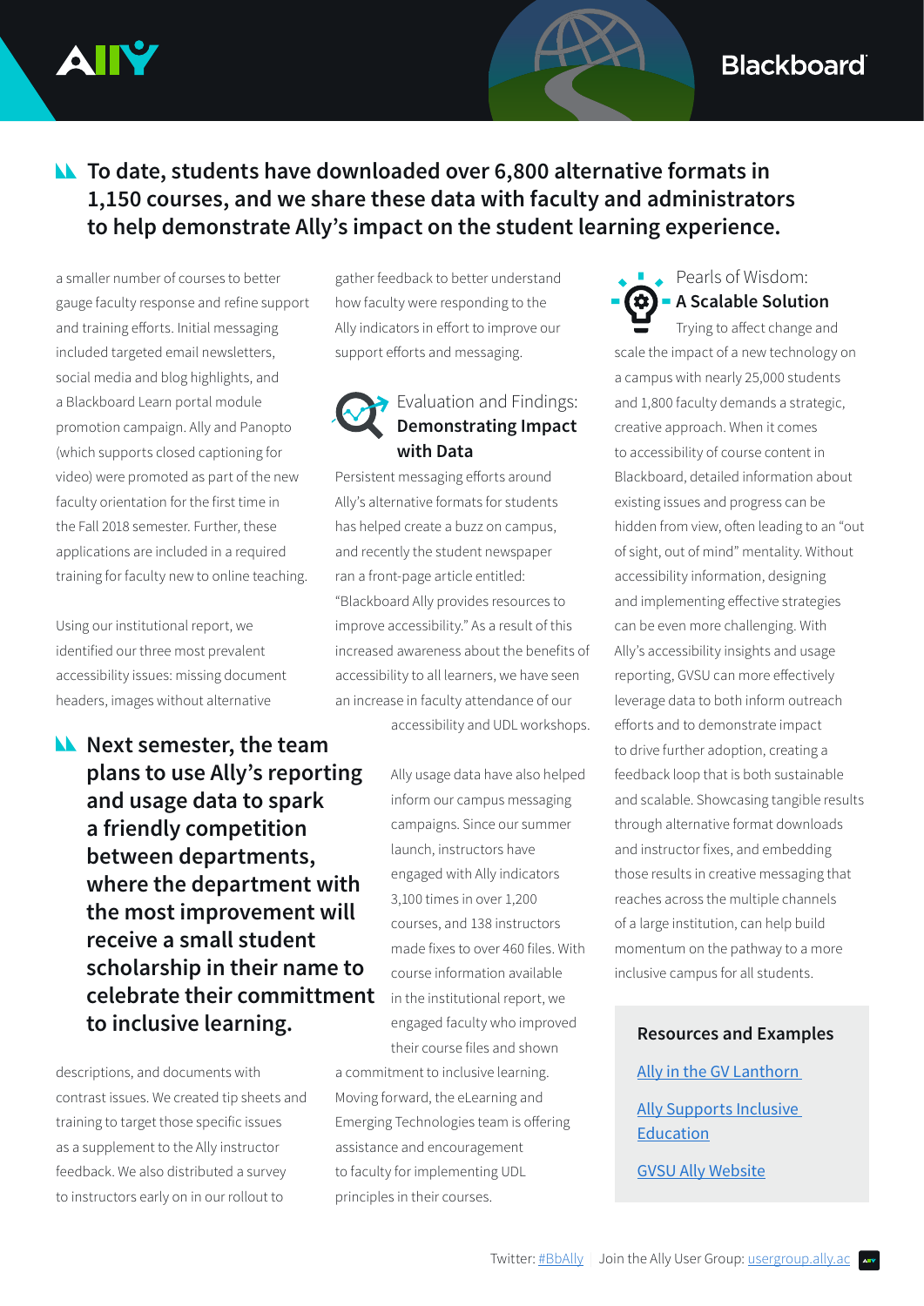**To date, students have downloaded over 6,800 alternative formats in 1,150 courses, and we share these data with faculty and administrators to help demonstrate Ally's impact on the student learning experience.**

a smaller number of courses to better gauge faculty response and refine support and training efforts. Initial messaging included targeted email newsletters, social media and blog highlights, and a Blackboard Learn portal module promotion campaign. Ally and Panopto (which supports closed captioning for video) were promoted as part of the new faculty orientation for the first time in the Fall 2018 semester. Further, these applications are included in a required training for faculty new to online teaching.

Using our institutional report, we identified our three most prevalent accessibility issues: missing document headers, images without alternative descriptions, and documents with contrast issues. We created tip sheets and training to target those specific issues as a supplement to the Ally instructor feedback. We also distributed a survey to instructors early on in our rollout to gather feedback to better understand how faculty were responding to the Ally indicators in effort to improve our support efforts and messaging.

**Next semester, the team plans to use Ally's reporting and usage data to spark a friendly competition between departments, where the department with the most improvement will receive a small student scholarship in their name to celebrate their committment to inclusive learning.**

## Evaluation and Findings: **Demonstrating Impact with Data**

Persistent messaging efforts around Ally's alternative formats for students has helped create a buzz on campus, and recently the student newspaper ran a front-page article entitled: "Blackboard Ally provides resources to improve accessibility." As a result of this increased awareness about the benefits of accessibility to all learners, we have seen an increase in faculty attendance of our accessibility and UDL workshops.

Ally usage data have also helped inform our campus messaging campaigns. Since our summer launch, instructors have engaged with Ally indicators 3,100 times in over 1,200 courses, and 138 instructors made fixes to over 460 files. With course information available in the institutional report, we engaged faculty who improved their course files and shown a commitment to inclusive learning. Moving forward, the eLearning and Emerging Technologies team is offering assistance and encouragement to faculty for implementing UDL principles in their courses.

## Pearls of Wisdom: **A Scalable Solution**

Trying to affect change and scale the impact of a new technology on a campus with nearly 25,000 students and 1,800 faculty demands a strategic, creative approach. When it comes to accessibility of course content in Blackboard, detailed information about existing issues and progress can be hidden from view, often leading to an "out of sight, out of mind" mentality. Without accessibility information, designing and implementing effective strategies can be even more challenging. With Ally's accessibility insights and usage reporting, GVSU can more effectively leverage data to both inform outreach efforts and to demonstrate impact to drive further adoption, creating a feedback loop that is both sustainable and scalable. Showcasing tangible results through alternative format downloads and instructor fixes, and embedding those results in creative messaging that reaches across the multiple channels of a large institution, can help build momentum on the pathway to a more inclusive campus for all students.

### Resources and Examples

Ally in the GV Lanthorn

Ally Supports Inclusive Education

GVSU Ally Website

Twitter: #BbAlly | Join the Ally User Group: usergroup.ally.ac